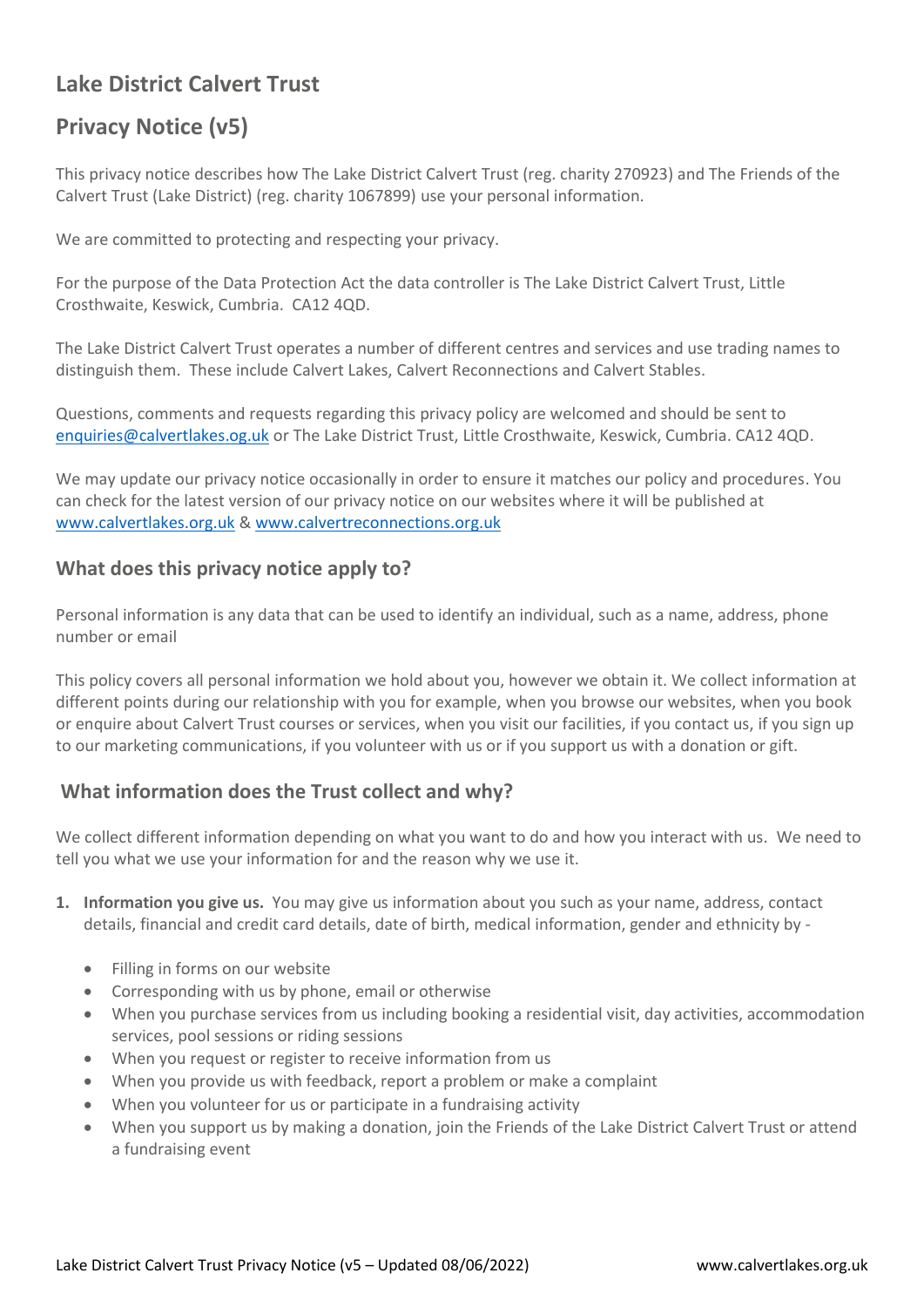# Lake District Calvert Trust

# Privacy Notice (v5)

This privacy notice describes how The Lake District Calvert Trust (reg. charity 270923) and The Friends of the Calvert Trust (Lake District) (reg. charity 1067899) use your personal information.

We are committed to protecting and respecting your privacy.

For the purpose of the Data Protection Act the data controller is The Lake District Calvert Trust, Little Crosthwaite, Keswick, Cumbria. CA12 4QD.

The Lake District Calvert Trust operates a number of different centres and services and use trading names to distinguish them. These include Calvert Lakes, Calvert Reconnections and Calvert Stables.

Questions, comments and requests regarding this privacy policy are welcomed and should be sent to enquiries@calvertlakes.og.uk or The Lake District Trust, Little Crosthwaite, Keswick, Cumbria. CA12 4QD.

We may update our privacy notice occasionally in order to ensure it matches our policy and procedures. You can check for the latest version of our privacy notice on our websites where it will be published at www.calvertlakes.org.uk & www.calvertreconnections.org.uk

## What does this privacy notice apply to?

Personal information is any data that can be used to identify an individual, such as a name, address, phone number or email

This policy covers all personal information we hold about you, however we obtain it. We collect information at different points during our relationship with you for example, when you browse our websites, when you book or enquire about Calvert Trust courses or services, when you visit our facilities, if you contact us, if you sign up to our marketing communications, if you volunteer with us or if you support us with a donation or gift.

## What information does the Trust collect and why?

We collect different information depending on what you want to do and how you interact with us. We need to tell you what we use your information for and the reason why we use it.

1. **Information you give us.** You may give us information about you such as your name, address, contact details, financial and credit card details, date of birth, medical information, gender and ethnicity by -
    - Filling in forms on our website
    - Corresponding with us by phone, email or otherwise
    - When you purchase services from us including booking a residential visit, day activities, accommodation services, pool sessions or riding sessions
    - When you request or register to receive information from us
    - When you provide us with feedback, report a problem or make a complaint
    - When you volunteer for us or participate in a fundraising activity
    - When you support us by making a donation, join the Friends of the Lake District Calvert Trust or attend a fundraising event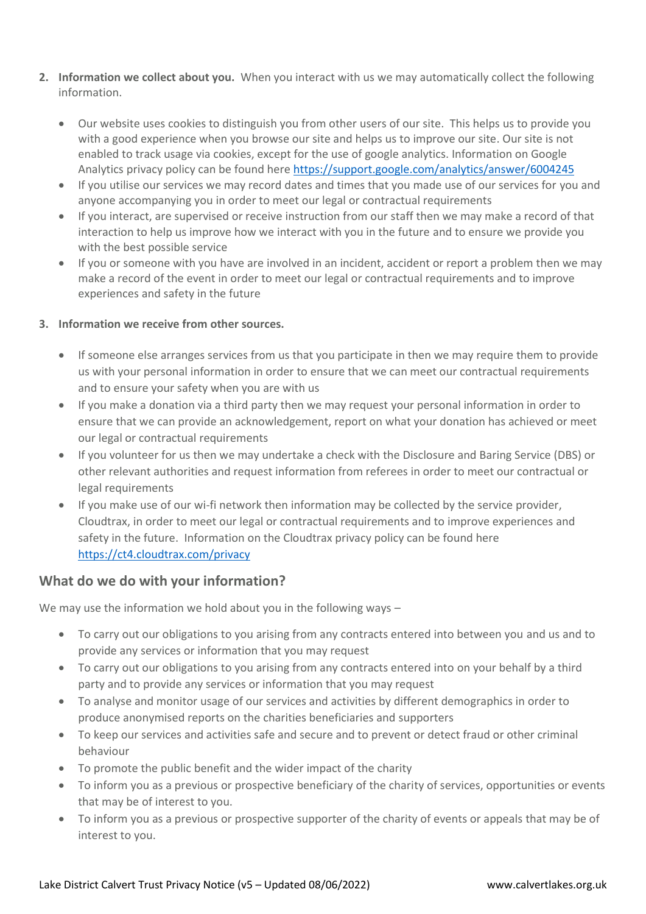2. **Information we collect about you.** When you interact with us we may automatically collect the following information.

    - Our website uses cookies to distinguish you from other users of our site. This helps us to provide you with a good experience when you browse our site and helps us to improve our site. Our site is not enabled to track usage via cookies, except for the use of google analytics. Information on Google Analytics privacy policy can be found here https://support.google.com/analytics/answer/6004245
    - If you utilise our services we may record dates and times that you made use of our services for you and anyone accompanying you in order to meet our legal or contractual requirements
    - If you interact, are supervised or receive instruction from our staff then we may make a record of that interaction to help us improve how we interact with you in the future and to ensure we provide you with the best possible service
    - If you or someone with you have are involved in an incident, accident or report a problem then we may make a record of the event in order to meet our legal or contractual requirements and to improve experiences and safety in the future

3. **Information we receive from other sources.**

    - If someone else arranges services from us that you participate in then we may require them to provide us with your personal information in order to ensure that we can meet our contractual requirements and to ensure your safety when you are with us
    - If you make a donation via a third party then we may request your personal information in order to ensure that we can provide an acknowledgement, report on what your donation has achieved or meet our legal or contractual requirements
    - If you volunteer for us then we may undertake a check with the Disclosure and Baring Service (DBS) or other relevant authorities and request information from referees in order to meet our contractual or legal requirements
    - If you make use of our wi-fi network then information may be collected by the service provider, Cloudtrax, in order to meet our legal or contractual requirements and to improve experiences and safety in the future. Information on the Cloudtrax privacy policy can be found here https://ct4.cloudtrax.com/privacy

## What do we do with your information?

We may use the information we hold about you in the following ways –

- To carry out our obligations to you arising from any contracts entered into between you and us and to provide any services or information that you may request
- To carry out our obligations to you arising from any contracts entered into on your behalf by a third party and to provide any services or information that you may request
- To analyse and monitor usage of our services and activities by different demographics in order to produce anonymised reports on the charities beneficiaries and supporters
- To keep our services and activities safe and secure and to prevent or detect fraud or other criminal behaviour
- To promote the public benefit and the wider impact of the charity
- To inform you as a previous or prospective beneficiary of the charity of services, opportunities or events that may be of interest to you.
- To inform you as a previous or prospective supporter of the charity of events or appeals that may be of interest to you.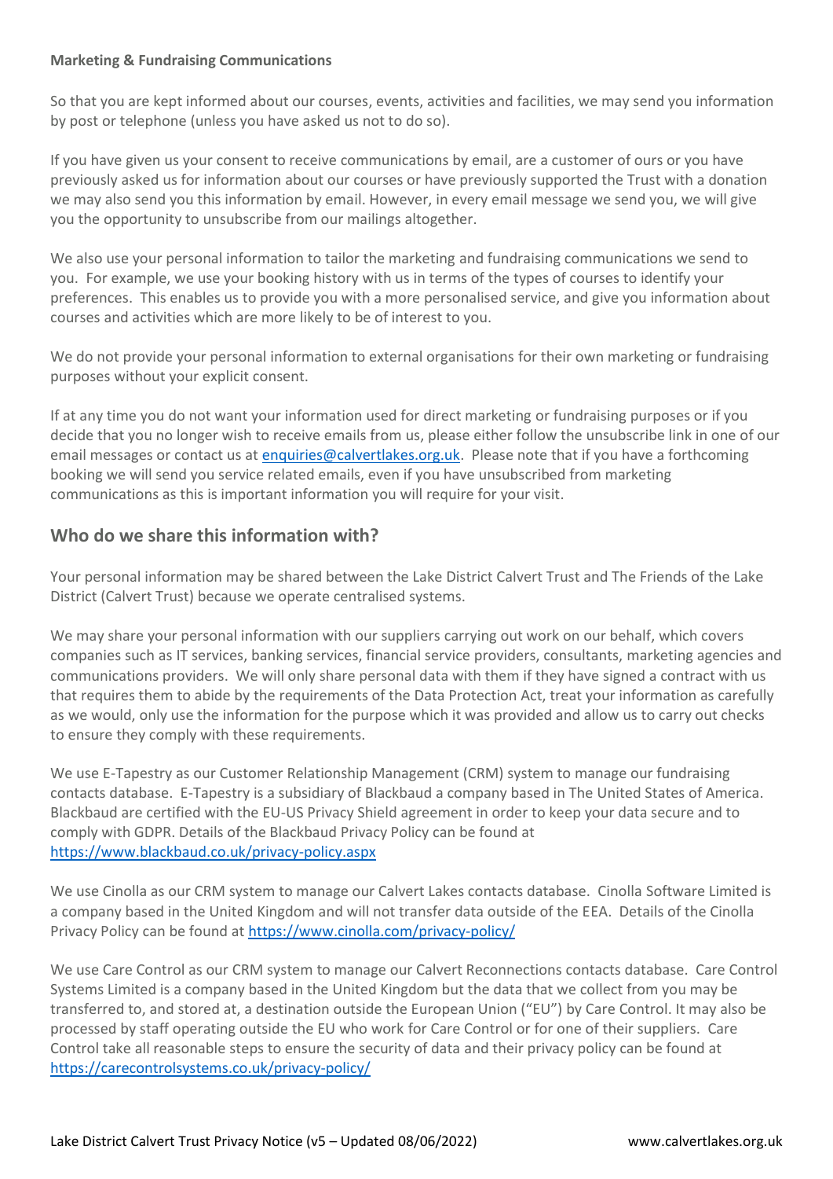**Marketing & Fundraising Communications**

So that you are kept informed about our courses, events, activities and facilities, we may send you information by post or telephone (unless you have asked us not to do so).

If you have given us your consent to receive communications by email, are a customer of ours or you have previously asked us for information about our courses or have previously supported the Trust with a donation we may also send you this information by email. However, in every email message we send you, we will give you the opportunity to unsubscribe from our mailings altogether.

We also use your personal information to tailor the marketing and fundraising communications we send to you. For example, we use your booking history with us in terms of the types of courses to identify your preferences. This enables us to provide you with a more personalised service, and give you information about courses and activities which are more likely to be of interest to you.

We do not provide your personal information to external organisations for their own marketing or fundraising purposes without your explicit consent.

If at any time you do not want your information used for direct marketing or fundraising purposes or if you decide that you no longer wish to receive emails from us, please either follow the unsubscribe link in one of our email messages or contact us at [enquiries@calvertlakes.org.uk](mailto:enquiries@calvertlakes.org.uk). Please note that if you have a forthcoming booking we will send you service related emails, even if you have unsubscribed from marketing communications as this is important information you will require for your visit.

## Who do we share this information with?

Your personal information may be shared between the Lake District Calvert Trust and The Friends of the Lake District (Calvert Trust) because we operate centralised systems.

We may share your personal information with our suppliers carrying out work on our behalf, which covers companies such as IT services, banking services, financial service providers, consultants, marketing agencies and communications providers. We will only share personal data with them if they have signed a contract with us that requires them to abide by the requirements of the Data Protection Act, treat your information as carefully as we would, only use the information for the purpose which it was provided and allow us to carry out checks to ensure they comply with these requirements.

We use E-Tapestry as our Customer Relationship Management (CRM) system to manage our fundraising contacts database. E-Tapestry is a subsidiary of Blackbaud a company based in The United States of America. Blackbaud are certified with the EU-US Privacy Shield agreement in order to keep your data secure and to comply with GDPR. Details of the Blackbaud Privacy Policy can be found at [https://www.blackbaud.co.uk/privacy-policy.aspx](https://www.blackbaud.co.uk/privacy-policy.aspx)

We use Cinolla as our CRM system to manage our Calvert Lakes contacts database. Cinolla Software Limited is a company based in the United Kingdom and will not transfer data outside of the EEA. Details of the Cinolla Privacy Policy can be found at [https://www.cinolla.com/privacy-policy/](https://www.cinolla.com/privacy-policy/)

We use Care Control as our CRM system to manage our Calvert Reconnections contacts database. Care Control Systems Limited is a company based in the United Kingdom but the data that we collect from you may be transferred to, and stored at, a destination outside the European Union ("EU") by Care Control. It may also be processed by staff operating outside the EU who work for Care Control or for one of their suppliers. Care Control take all reasonable steps to ensure the security of data and their privacy policy can be found at [https://carecontrolsystems.co.uk/privacy-policy/](https://carecontrolsystems.co.uk/privacy-policy/)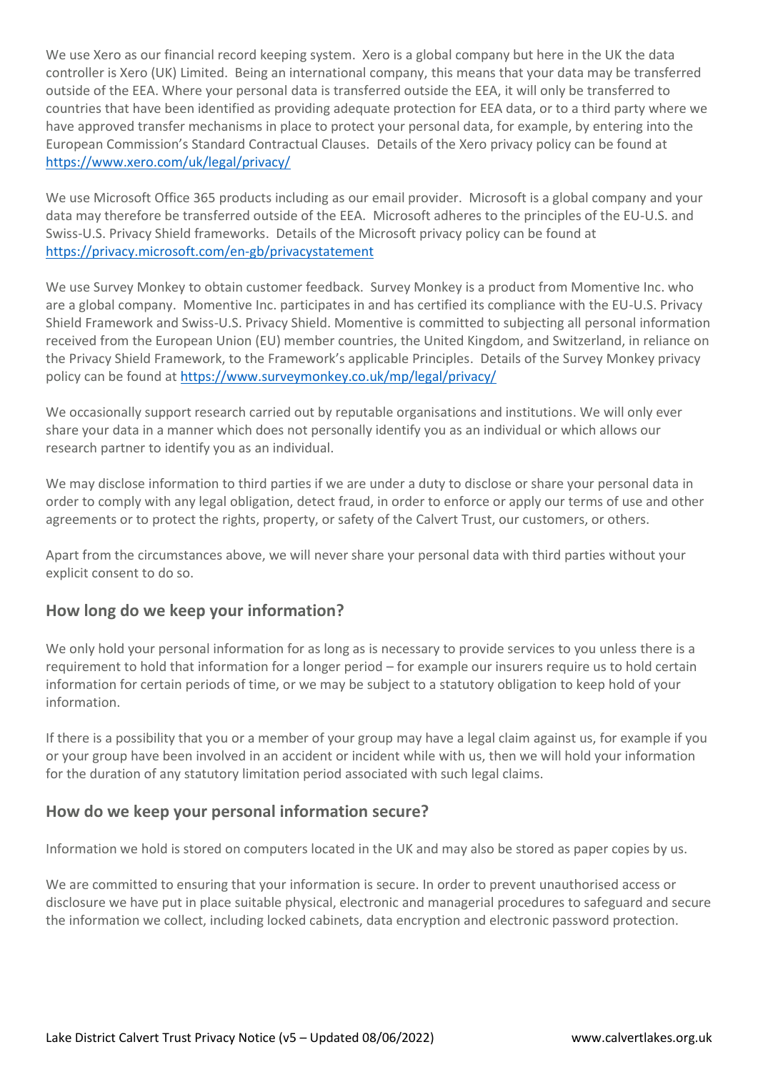We use Xero as our financial record keeping system. Xero is a global company but here in the UK the data controller is Xero (UK) Limited. Being an international company, this means that your data may be transferred outside of the EEA. Where your personal data is transferred outside the EEA, it will only be transferred to countries that have been identified as providing adequate protection for EEA data, or to a third party where we have approved transfer mechanisms in place to protect your personal data, for example, by entering into the European Commission's Standard Contractual Clauses. Details of the Xero privacy policy can be found at https://www.xero.com/uk/legal/privacy/

We use Microsoft Office 365 products including as our email provider. Microsoft is a global company and your data may therefore be transferred outside of the EEA. Microsoft adheres to the principles of the EU-U.S. and Swiss-U.S. Privacy Shield frameworks. Details of the Microsoft privacy policy can be found at https://privacy.microsoft.com/en-gb/privacystatement

We use Survey Monkey to obtain customer feedback. Survey Monkey is a product from Momentive Inc. who are a global company. Momentive Inc. participates in and has certified its compliance with the EU-U.S. Privacy Shield Framework and Swiss-U.S. Privacy Shield. Momentive is committed to subjecting all personal information received from the European Union (EU) member countries, the United Kingdom, and Switzerland, in reliance on the Privacy Shield Framework, to the Framework's applicable Principles. Details of the Survey Monkey privacy policy can be found at https://www.surveymonkey.co.uk/mp/legal/privacy/

We occasionally support research carried out by reputable organisations and institutions. We will only ever share your data in a manner which does not personally identify you as an individual or which allows our research partner to identify you as an individual.

We may disclose information to third parties if we are under a duty to disclose or share your personal data in order to comply with any legal obligation, detect fraud, in order to enforce or apply our terms of use and other agreements or to protect the rights, property, or safety of the Calvert Trust, our customers, or others.

Apart from the circumstances above, we will never share your personal data with third parties without your explicit consent to do so.

## How long do we keep your information?

We only hold your personal information for as long as is necessary to provide services to you unless there is a requirement to hold that information for a longer period – for example our insurers require us to hold certain information for certain periods of time, or we may be subject to a statutory obligation to keep hold of your information.

If there is a possibility that you or a member of your group may have a legal claim against us, for example if you or your group have been involved in an accident or incident while with us, then we will hold your information for the duration of any statutory limitation period associated with such legal claims.

## How do we keep your personal information secure?

Information we hold is stored on computers located in the UK and may also be stored as paper copies by us.

We are committed to ensuring that your information is secure. In order to prevent unauthorised access or disclosure we have put in place suitable physical, electronic and managerial procedures to safeguard and secure the information we collect, including locked cabinets, data encryption and electronic password protection.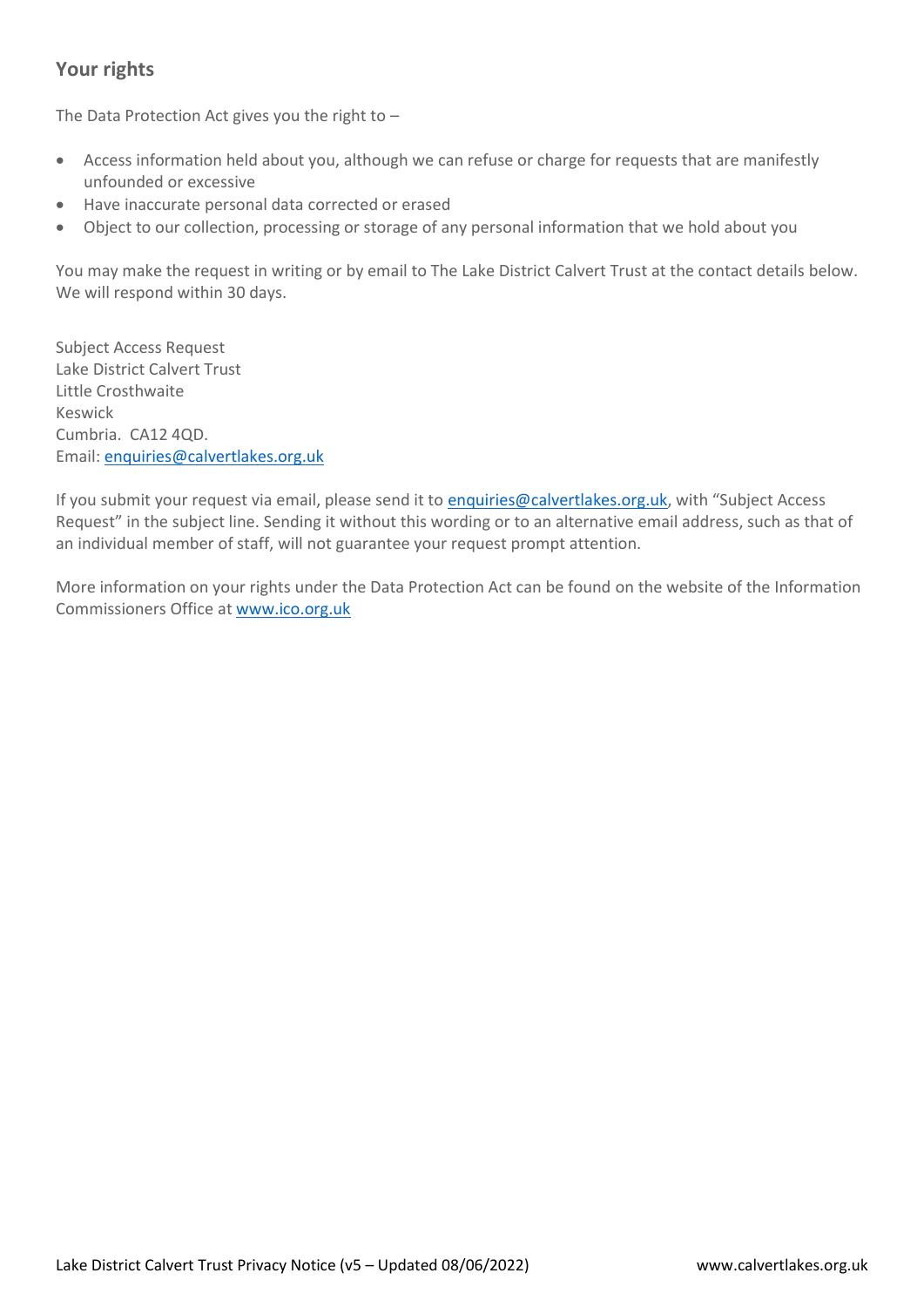## Your rights

The Data Protection Act gives you the right to –

- Access information held about you, although we can refuse or charge for requests that are manifestly unfounded or excessive
- Have inaccurate personal data corrected or erased
- Object to our collection, processing or storage of any personal information that we hold about you

You may make the request in writing or by email to The Lake District Calvert Trust at the contact details below. We will respond within 30 days.

Subject Access Request
Lake District Calvert Trust
Little Crosthwaite
Keswick
Cumbria. CA12 4QD.
Email: enquiries@calvertlakes.org.uk

If you submit your request via email, please send it to enquiries@calvertlakes.org.uk, with "Subject Access Request" in the subject line. Sending it without this wording or to an alternative email address, such as that of an individual member of staff, will not guarantee your request prompt attention.

More information on your rights under the Data Protection Act can be found on the website of the Information Commissioners Office at www.ico.org.uk